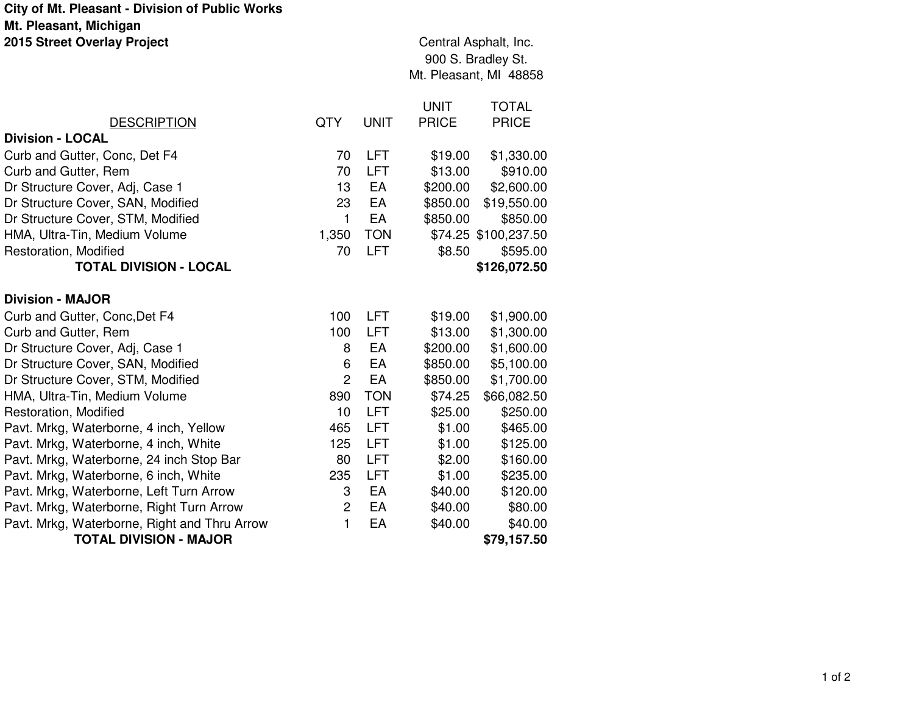**City of Mt. Pleasant - Division of Public Works**
**Mt. Pleasant, Michigan**
**2015 Street Overlay Project**

Central Asphalt, Inc.
900 S. Bradley St.
Mt. Pleasant, MI 48858

| DESCRIPTION | QTY | UNIT | UNIT PRICE | TOTAL PRICE |
|---|---|---|---|---|
| **Division - LOCAL** | | | | |
| Curb and Gutter, Conc, Det F4 | 70 | LFT | $19.00 | $1,330.00 |
| Curb and Gutter, Rem | 70 | LFT | $13.00 | $910.00 |
| Dr Structure Cover, Adj, Case 1 | 13 | EA | $200.00 | $2,600.00 |
| Dr Structure Cover, SAN, Modified | 23 | EA | $850.00 | $19,550.00 |
| Dr Structure Cover, STM, Modified | 1 | EA | $850.00 | $850.00 |
| HMA, Ultra-Tin, Medium Volume | 1,350 | TON | $74.25 | $100,237.50 |
| Restoration, Modified | 70 | LFT | $8.50 | $595.00 |
| **TOTAL DIVISION - LOCAL** | | | | **$126,072.50** |
| | | | | |
| **Division - MAJOR** | | | | |
| Curb and Gutter, Conc,Det F4 | 100 | LFT | $19.00 | $1,900.00 |
| Curb and Gutter, Rem | 100 | LFT | $13.00 | $1,300.00 |
| Dr Structure Cover, Adj, Case 1 | 8 | EA | $200.00 | $1,600.00 |
| Dr Structure Cover, SAN, Modified | 6 | EA | $850.00 | $5,100.00 |
| Dr Structure Cover, STM, Modified | 2 | EA | $850.00 | $1,700.00 |
| HMA, Ultra-Tin, Medium Volume | 890 | TON | $74.25 | $66,082.50 |
| Restoration, Modified | 10 | LFT | $25.00 | $250.00 |
| Pavt. Mrkg, Waterborne, 4 inch, Yellow | 465 | LFT | $1.00 | $465.00 |
| Pavt. Mrkg, Waterborne, 4 inch, White | 125 | LFT | $1.00 | $125.00 |
| Pavt. Mrkg, Waterborne, 24 inch Stop Bar | 80 | LFT | $2.00 | $160.00 |
| Pavt. Mrkg, Waterborne, 6 inch, White | 235 | LFT | $1.00 | $235.00 |
| Pavt. Mrkg, Waterborne, Left Turn Arrow | 3 | EA | $40.00 | $120.00 |
| Pavt. Mrkg, Waterborne, Right Turn Arrow | 2 | EA | $40.00 | $80.00 |
| Pavt. Mrkg, Waterborne, Right and Thru Arrow | 1 | EA | $40.00 | $40.00 |
| **TOTAL DIVISION - MAJOR** | | | | **$79,157.50** |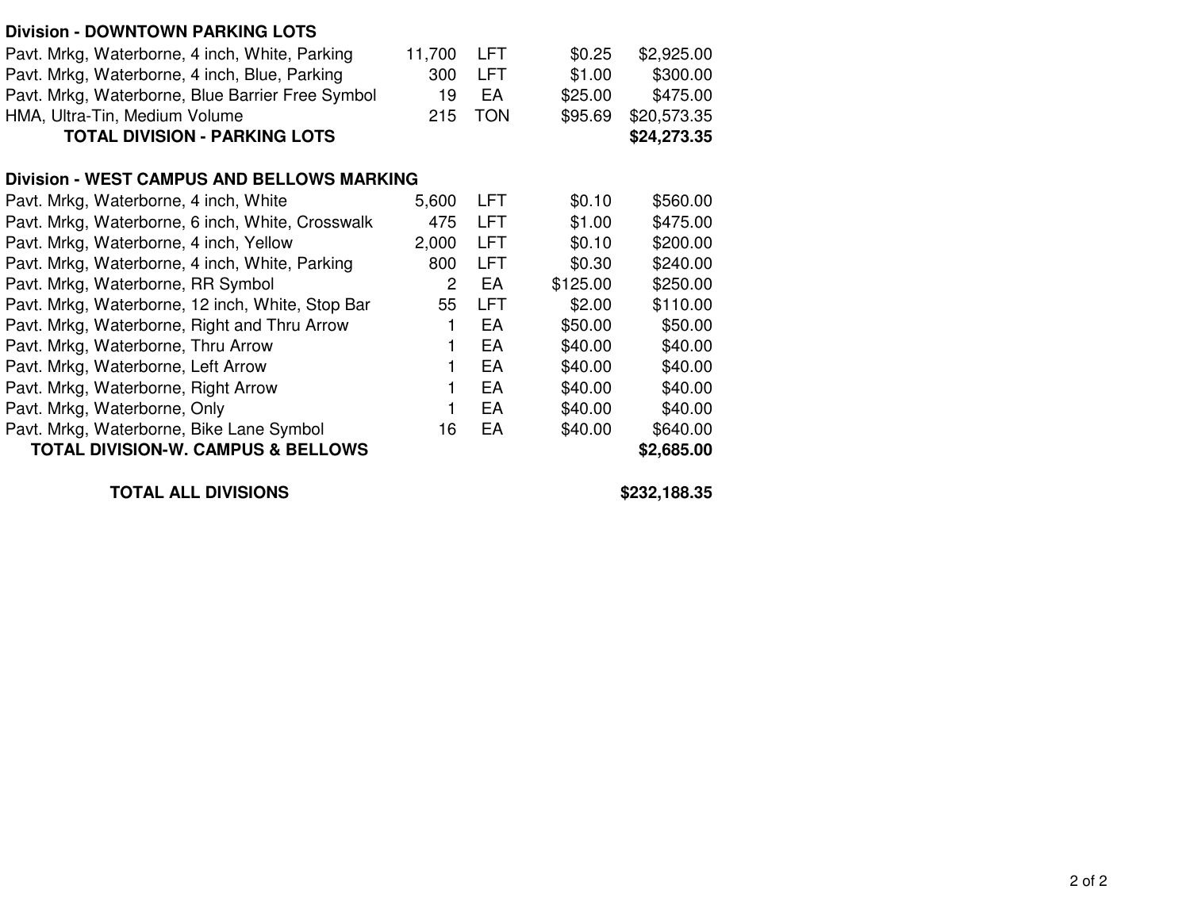| | | | | |
|---|---|---|---|---|
| **Division - DOWNTOWN PARKING LOTS** | | | | |
| Pavt. Mrkg, Waterborne, 4 inch, White, Parking | 11,700 | LFT | $0.25 | $2,925.00 |
| Pavt. Mrkg, Waterborne, 4 inch, Blue, Parking | 300 | LFT | $1.00 | $300.00 |
| Pavt. Mrkg, Waterborne, Blue Barrier Free Symbol | 19 | EA | $25.00 | $475.00 |
| HMA, Ultra-Tin, Medium Volume | 215 | TON | $95.69 | $20,573.35 |
| **TOTAL DIVISION - PARKING LOTS** | | | | **$24,273.35** |
| | | | | |
| **Division - WEST CAMPUS AND BELLOWS MARKING** | | | | |
| Pavt. Mrkg, Waterborne, 4 inch, White | 5,600 | LFT | $0.10 | $560.00 |
| Pavt. Mrkg, Waterborne, 6 inch, White, Crosswalk | 475 | LFT | $1.00 | $475.00 |
| Pavt. Mrkg, Waterborne, 4 inch, Yellow | 2,000 | LFT | $0.10 | $200.00 |
| Pavt. Mrkg, Waterborne, 4 inch, White, Parking | 800 | LFT | $0.30 | $240.00 |
| Pavt. Mrkg, Waterborne, RR Symbol | 2 | EA | $125.00 | $250.00 |
| Pavt. Mrkg, Waterborne, 12 inch, White, Stop Bar | 55 | LFT | $2.00 | $110.00 |
| Pavt. Mrkg, Waterborne, Right and Thru Arrow | 1 | EA | $50.00 | $50.00 |
| Pavt. Mrkg, Waterborne, Thru Arrow | 1 | EA | $40.00 | $40.00 |
| Pavt. Mrkg, Waterborne, Left Arrow | 1 | EA | $40.00 | $40.00 |
| Pavt. Mrkg, Waterborne, Right Arrow | 1 | EA | $40.00 | $40.00 |
| Pavt. Mrkg, Waterborne, Only | 1 | EA | $40.00 | $40.00 |
| Pavt. Mrkg, Waterborne, Bike Lane Symbol | 16 | EA | $40.00 | $640.00 |
| **TOTAL DIVISION-W. CAMPUS & BELLOWS** | | | | **$2,685.00** |
| | | | | |
| **TOTAL ALL DIVISIONS** | | | | **$232,188.35** |